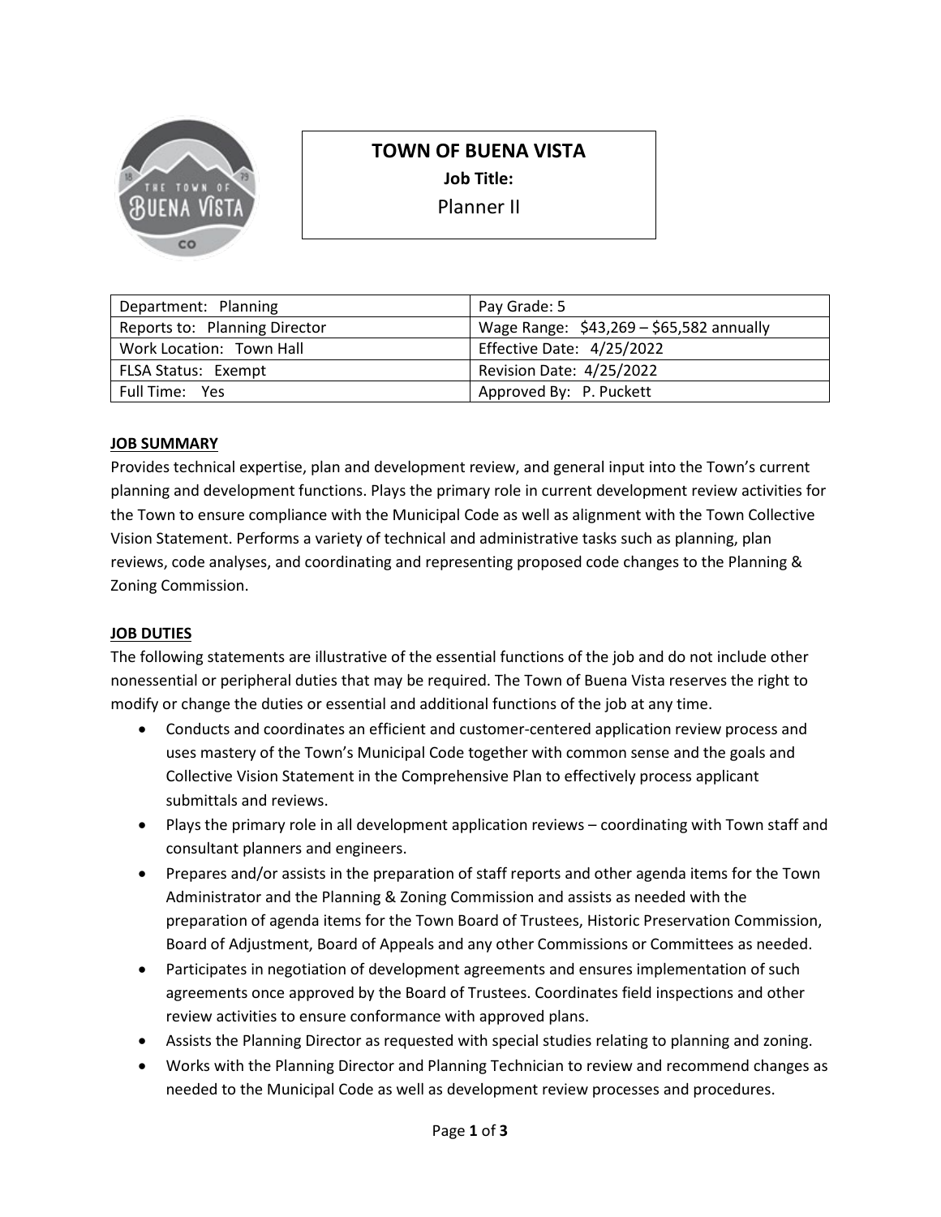# TOWN OF BUENA VISTA

**Job Title:**

Planner II

| Department: Planning | Pay Grade: 5 |
| --- | --- |
| Reports to: Planning Director | Wage Range: $43,269 – $65,582 annually |
| Work Location: Town Hall | Effective Date: 4/25/2022 |
| FLSA Status: Exempt | Revision Date: 4/25/2022 |
| Full Time: Yes | Approved By: P. Puckett |

## JOB SUMMARY

Provides technical expertise, plan and development review, and general input into the Town's current planning and development functions. Plays the primary role in current development review activities for the Town to ensure compliance with the Municipal Code as well as alignment with the Town Collective Vision Statement. Performs a variety of technical and administrative tasks such as planning, plan reviews, code analyses, and coordinating and representing proposed code changes to the Planning & Zoning Commission.

## JOB DUTIES

The following statements are illustrative of the essential functions of the job and do not include other nonessential or peripheral duties that may be required. The Town of Buena Vista reserves the right to modify or change the duties or essential and additional functions of the job at any time.

- Conducts and coordinates an efficient and customer-centered application review process and uses mastery of the Town's Municipal Code together with common sense and the goals and Collective Vision Statement in the Comprehensive Plan to effectively process applicant submittals and reviews.
- Plays the primary role in all development application reviews – coordinating with Town staff and consultant planners and engineers.
- Prepares and/or assists in the preparation of staff reports and other agenda items for the Town Administrator and the Planning & Zoning Commission and assists as needed with the preparation of agenda items for the Town Board of Trustees, Historic Preservation Commission, Board of Adjustment, Board of Appeals and any other Commissions or Committees as needed.
- Participates in negotiation of development agreements and ensures implementation of such agreements once approved by the Board of Trustees. Coordinates field inspections and other review activities to ensure conformance with approved plans.
- Assists the Planning Director as requested with special studies relating to planning and zoning.
- Works with the Planning Director and Planning Technician to review and recommend changes as needed to the Municipal Code as well as development review processes and procedures.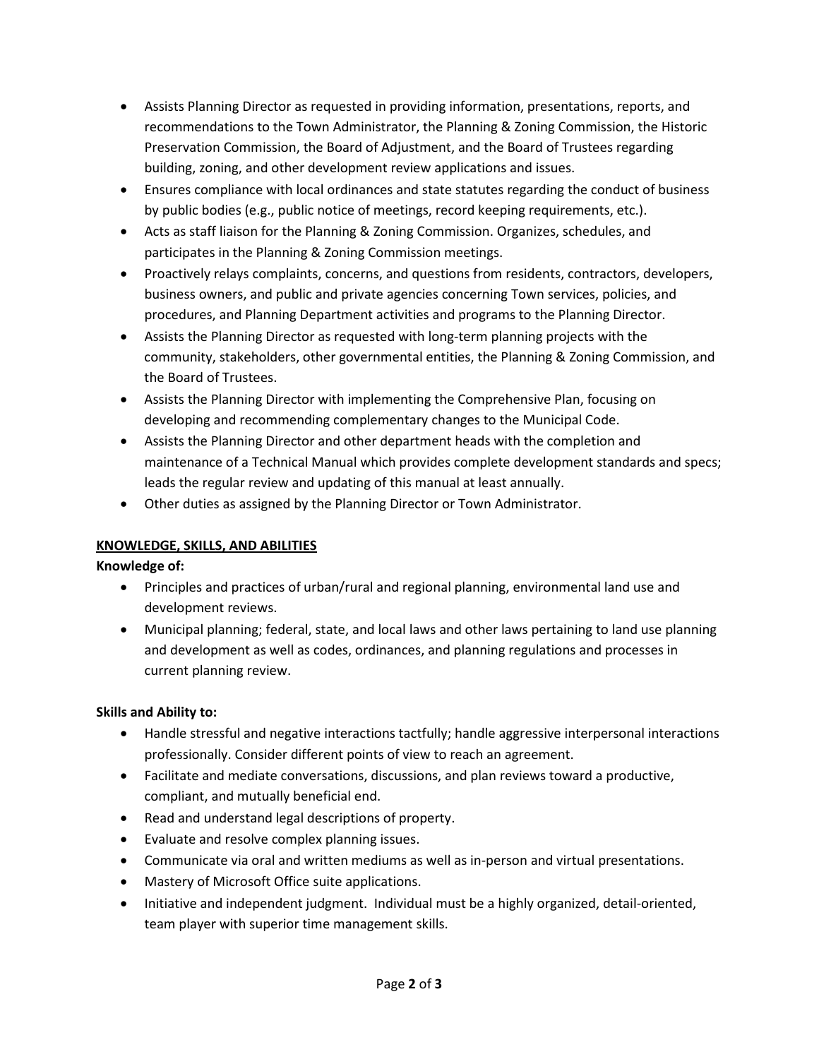- Assists Planning Director as requested in providing information, presentations, reports, and recommendations to the Town Administrator, the Planning & Zoning Commission, the Historic Preservation Commission, the Board of Adjustment, and the Board of Trustees regarding building, zoning, and other development review applications and issues.
- Ensures compliance with local ordinances and state statutes regarding the conduct of business by public bodies (e.g., public notice of meetings, record keeping requirements, etc.).
- Acts as staff liaison for the Planning & Zoning Commission. Organizes, schedules, and participates in the Planning & Zoning Commission meetings.
- Proactively relays complaints, concerns, and questions from residents, contractors, developers, business owners, and public and private agencies concerning Town services, policies, and procedures, and Planning Department activities and programs to the Planning Director.
- Assists the Planning Director as requested with long-term planning projects with the community, stakeholders, other governmental entities, the Planning & Zoning Commission, and the Board of Trustees.
- Assists the Planning Director with implementing the Comprehensive Plan, focusing on developing and recommending complementary changes to the Municipal Code.
- Assists the Planning Director and other department heads with the completion and maintenance of a Technical Manual which provides complete development standards and specs; leads the regular review and updating of this manual at least annually.
- Other duties as assigned by the Planning Director or Town Administrator.

## KNOWLEDGE, SKILLS, AND ABILITIES

**Knowledge of:**

- Principles and practices of urban/rural and regional planning, environmental land use and development reviews.
- Municipal planning; federal, state, and local laws and other laws pertaining to land use planning and development as well as codes, ordinances, and planning regulations and processes in current planning review.

**Skills and Ability to:**

- Handle stressful and negative interactions tactfully; handle aggressive interpersonal interactions professionally. Consider different points of view to reach an agreement.
- Facilitate and mediate conversations, discussions, and plan reviews toward a productive, compliant, and mutually beneficial end.
- Read and understand legal descriptions of property.
- Evaluate and resolve complex planning issues.
- Communicate via oral and written mediums as well as in-person and virtual presentations.
- Mastery of Microsoft Office suite applications.
- Initiative and independent judgment. Individual must be a highly organized, detail-oriented, team player with superior time management skills.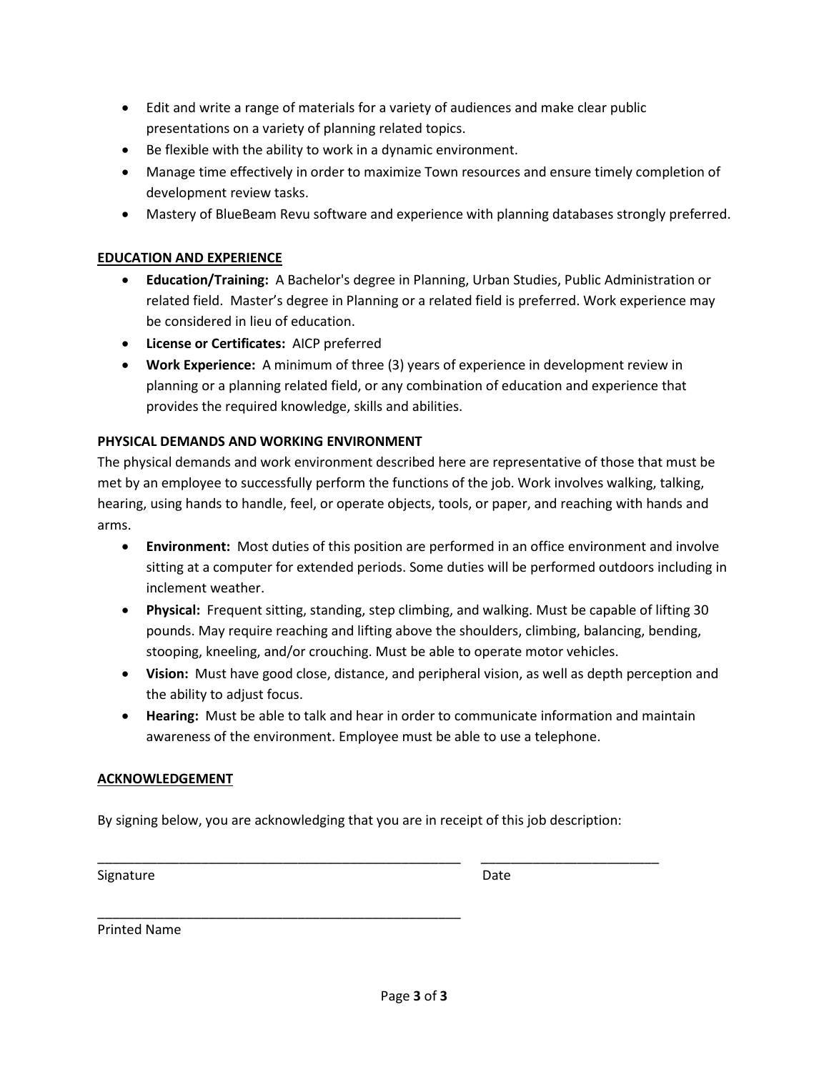- Edit and write a range of materials for a variety of audiences and make clear public presentations on a variety of planning related topics.
- Be flexible with the ability to work in a dynamic environment.
- Manage time effectively in order to maximize Town resources and ensure timely completion of development review tasks.
- Mastery of BlueBeam Revu software and experience with planning databases strongly preferred.

## EDUCATION AND EXPERIENCE

- **Education/Training:** A Bachelor's degree in Planning, Urban Studies, Public Administration or related field. Master's degree in Planning or a related field is preferred. Work experience may be considered in lieu of education.
- **License or Certificates:** AICP preferred
- **Work Experience:** A minimum of three (3) years of experience in development review in planning or a planning related field, or any combination of education and experience that provides the required knowledge, skills and abilities.

## PHYSICAL DEMANDS AND WORKING ENVIRONMENT

The physical demands and work environment described here are representative of those that must be met by an employee to successfully perform the functions of the job. Work involves walking, talking, hearing, using hands to handle, feel, or operate objects, tools, or paper, and reaching with hands and arms.

- **Environment:** Most duties of this position are performed in an office environment and involve sitting at a computer for extended periods. Some duties will be performed outdoors including in inclement weather.
- **Physical:** Frequent sitting, standing, step climbing, and walking. Must be capable of lifting 30 pounds. May require reaching and lifting above the shoulders, climbing, balancing, bending, stooping, kneeling, and/or crouching. Must be able to operate motor vehicles.
- **Vision:** Must have good close, distance, and peripheral vision, as well as depth perception and the ability to adjust focus.
- **Hearing:** Must be able to talk and hear in order to communicate information and maintain awareness of the environment. Employee must be able to use a telephone.

## ACKNOWLEDGEMENT

By signing below, you are acknowledging that you are in receipt of this job description:

\_\_\_\_\_\_\_\_\_\_\_\_\_\_\_\_\_\_\_\_\_\_\_\_\_\_\_\_\_\_\_\_\_\_\_\_\_\_\_\_\_\_\_\_\_\_\_\_\_\_ \_\_\_\_\_\_\_\_\_\_\_\_\_\_\_\_\_\_\_\_\_\_\_\_\_

Signature Date

\_\_\_\_\_\_\_\_\_\_\_\_\_\_\_\_\_\_\_\_\_\_\_\_\_\_\_\_\_\_\_\_\_\_\_\_\_\_\_\_\_\_\_\_\_\_\_\_\_\_

Printed Name